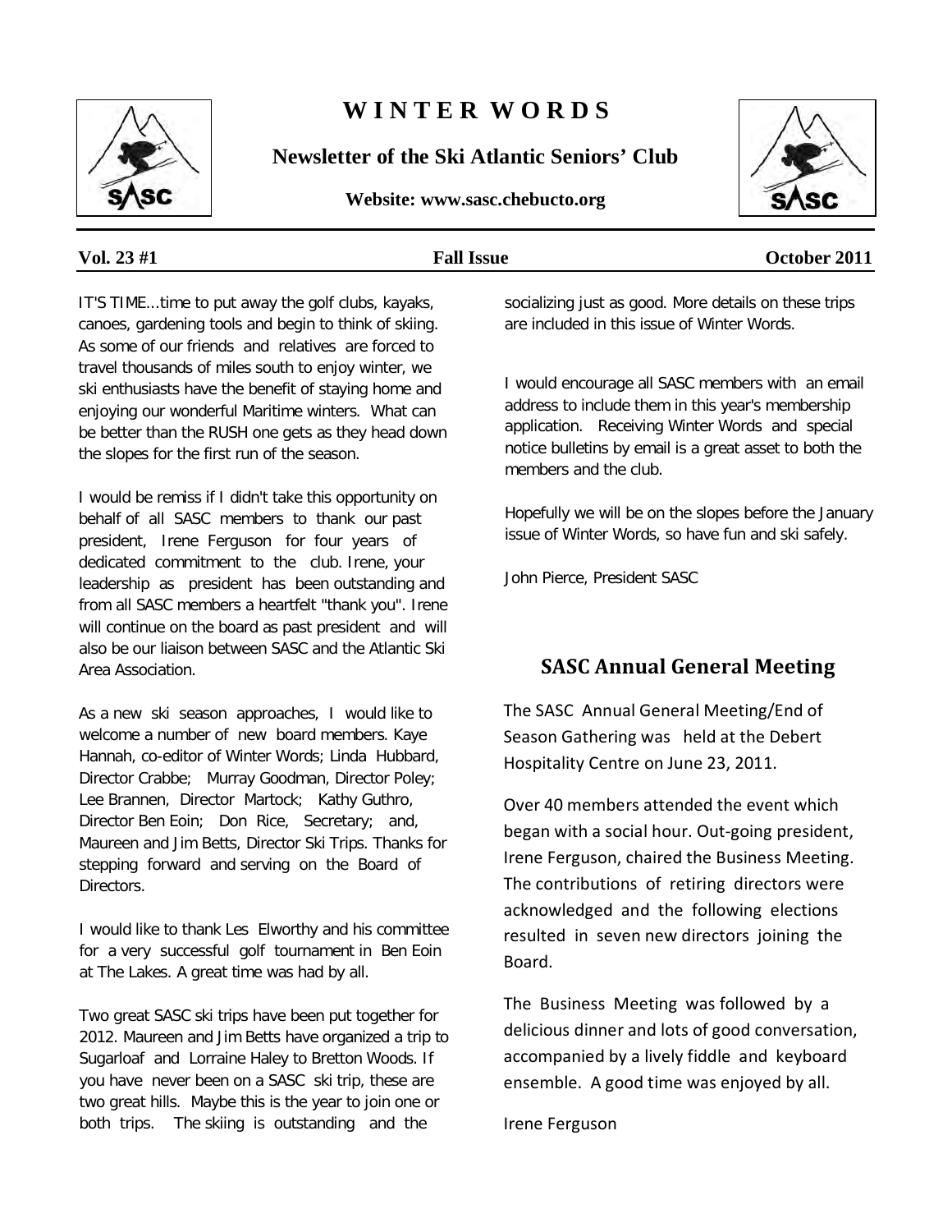# WINTER WORDS

**Newsletter of the Ski Atlantic Seniors' Club**

**Website: www.sasc.chebucto.org**

**Vol. 23 #1** **Fall Issue** **October 2011**

IT'S TIME...time to put away the golf clubs, kayaks, canoes, gardening tools and begin to think of skiing. As some of our friends and relatives are forced to travel thousands of miles south to enjoy winter, we ski enthusiasts have the benefit of staying home and enjoying our wonderful Maritime winters. What can be better than the RUSH one gets as they head down the slopes for the first run of the season.

I would be remiss if I didn't take this opportunity on behalf of all SASC members to thank our past president, Irene Ferguson for four years of dedicated commitment to the club. Irene, your leadership as president has been outstanding and from all SASC members a heartfelt "thank you". Irene will continue on the board as past president and will also be our liaison between SASC and the Atlantic Ski Area Association.

As a new ski season approaches, I would like to welcome a number of new board members. Kaye Hannah, co-editor of Winter Words; Linda Hubbard, Director Crabbe; Murray Goodman, Director Poley; Lee Brannen, Director Martock; Kathy Guthro, Director Ben Eoin; Don Rice, Secretary; and, Maureen and Jim Betts, Director Ski Trips. Thanks for stepping forward and serving on the Board of Directors.

I would like to thank Les Elworthy and his committee for a very successful golf tournament in Ben Eoin at The Lakes. A great time was had by all.

Two great SASC ski trips have been put together for 2012. Maureen and Jim Betts have organized a trip to Sugarloaf and Lorraine Haley to Bretton Woods. If you have never been on a SASC ski trip, these are two great hills. Maybe this is the year to join one or both trips. The skiing is outstanding and the socializing just as good. More details on these trips are included in this issue of Winter Words.

I would encourage all SASC members with an email address to include them in this year's membership application. Receiving Winter Words and special notice bulletins by email is a great asset to both the members and the club.

Hopefully we will be on the slopes before the January issue of Winter Words, so have fun and ski safely.

John Pierce, President SASC

## SASC Annual General Meeting

The SASC Annual General Meeting/End of Season Gathering was held at the Debert Hospitality Centre on June 23, 2011.

Over 40 members attended the event which began with a social hour. Out-going president, Irene Ferguson, chaired the Business Meeting. The contributions of retiring directors were acknowledged and the following elections resulted in seven new directors joining the Board.

The Business Meeting was followed by a delicious dinner and lots of good conversation, accompanied by a lively fiddle and keyboard ensemble. A good time was enjoyed by all.

Irene Ferguson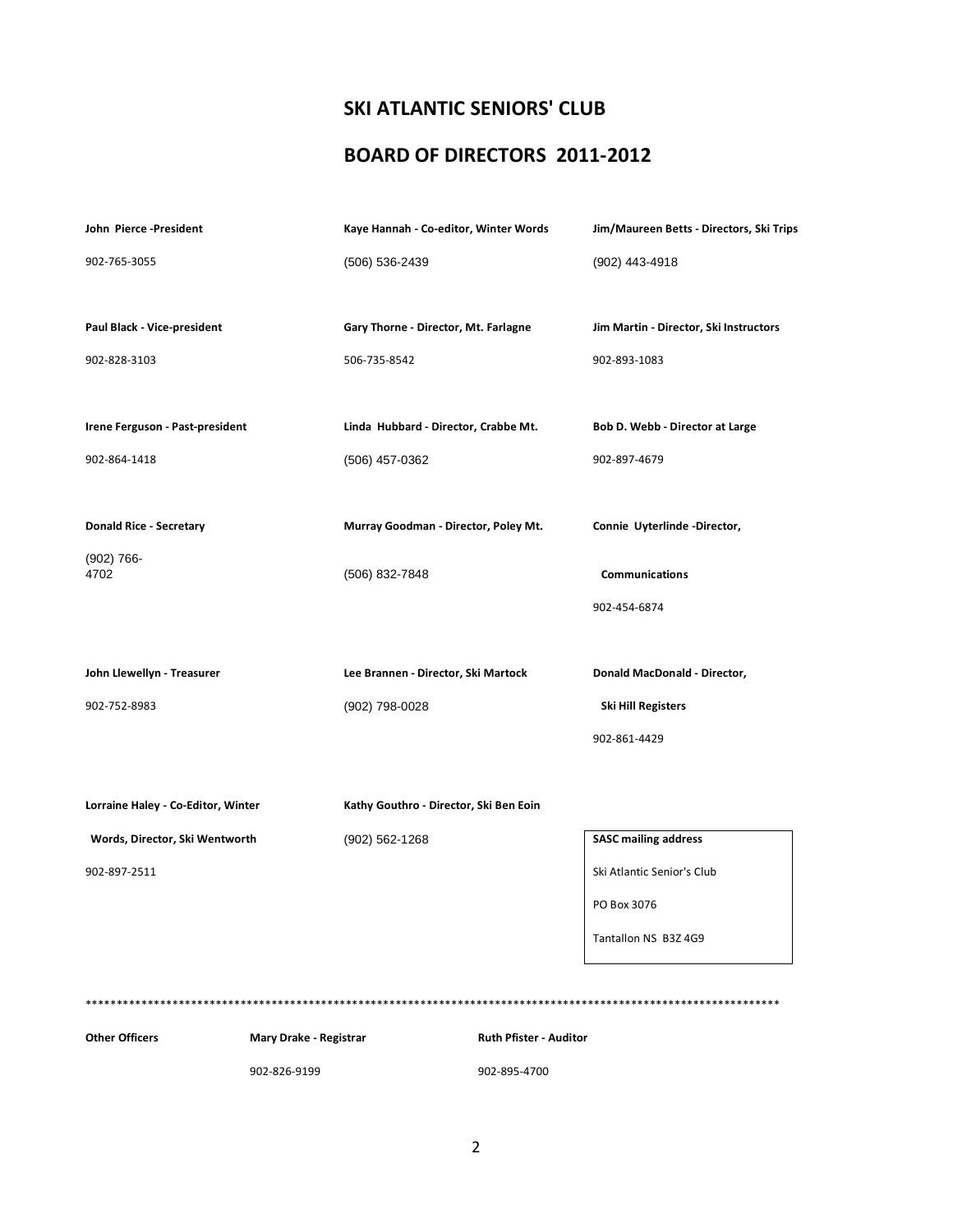# SKI ATLANTIC SENIORS' CLUB

## BOARD OF DIRECTORS 2011-2012

**John Pierce -President**
902-765-3055

**Paul Black - Vice-president**
902-828-3103

**Irene Ferguson - Past-president**
902-864-1418

**Donald Rice - Secretary**
(902) 766-4702

**John Llewellyn - Treasurer**
902-752-8983

**Lorraine Haley - Co-Editor, Winter Words, Director, Ski Wentworth**
902-897-2511

**Kaye Hannah - Co-editor, Winter Words**
(506) 536-2439

**Gary Thorne - Director, Mt. Farlagne**
506-735-8542

**Linda Hubbard - Director, Crabbe Mt.**
(506) 457-0362

**Murray Goodman - Director, Poley Mt.**
(506) 832-7848

**Lee Brannen - Director, Ski Martock**
(902) 798-0028

**Kathy Gouthro - Director, Ski Ben Eoin**
(902) 562-1268

**Jim/Maureen Betts - Directors, Ski Trips**
(902) 443-4918

**Jim Martin - Director, Ski Instructors**
902-893-1083

**Bob D. Webb - Director at Large**
902-897-4679

**Connie Uyterlinde -Director, Communications**
902-454-6874

**Donald MacDonald - Director, Ski Hill Registers**
902-861-4429

**SASC mailing address**
Ski Atlantic Senior's Club
PO Box 3076
Tantallon NS B3Z 4G9

****************************************************************************************************************

**Other Officers**

**Mary Drake - Registrar**
902-826-9199

**Ruth Pfister - Auditor**
902-895-4700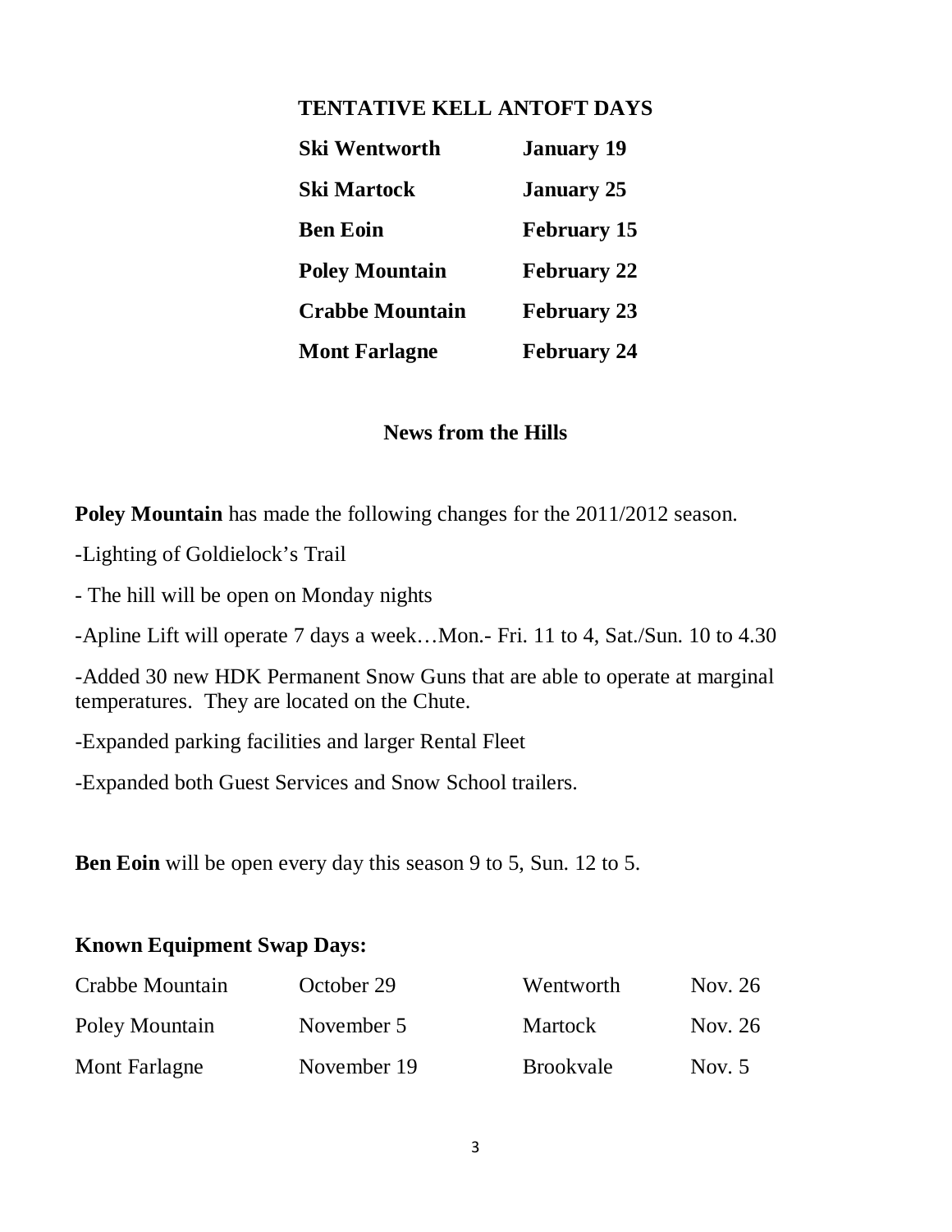## TENTATIVE KELL ANTOFT DAYS

| | |
|---|---|
| **Ski Wentworth** | **January 19** |
| **Ski Martock** | **January 25** |
| **Ben Eoin** | **February 15** |
| **Poley Mountain** | **February 22** |
| **Crabbe Mountain** | **February 23** |
| **Mont Farlagne** | **February 24** |

## News from the Hills

**Poley Mountain** has made the following changes for the 2011/2012 season.

-Lighting of Goldielock's Trail

- The hill will be open on Monday nights

-Apline Lift will operate 7 days a week…Mon.- Fri. 11 to 4, Sat./Sun. 10 to 4.30

-Added 30 new HDK Permanent Snow Guns that are able to operate at marginal temperatures. They are located on the Chute.

-Expanded parking facilities and larger Rental Fleet

-Expanded both Guest Services and Snow School trailers.

**Ben Eoin** will be open every day this season 9 to 5, Sun. 12 to 5.

**Known Equipment Swap Days:**

| | | | |
|---|---|---|---|
| Crabbe Mountain | October 29 | Wentworth | Nov. 26 |
| Poley Mountain | November 5 | Martock | Nov. 26 |
| Mont Farlagne | November 19 | Brookvale | Nov. 5 |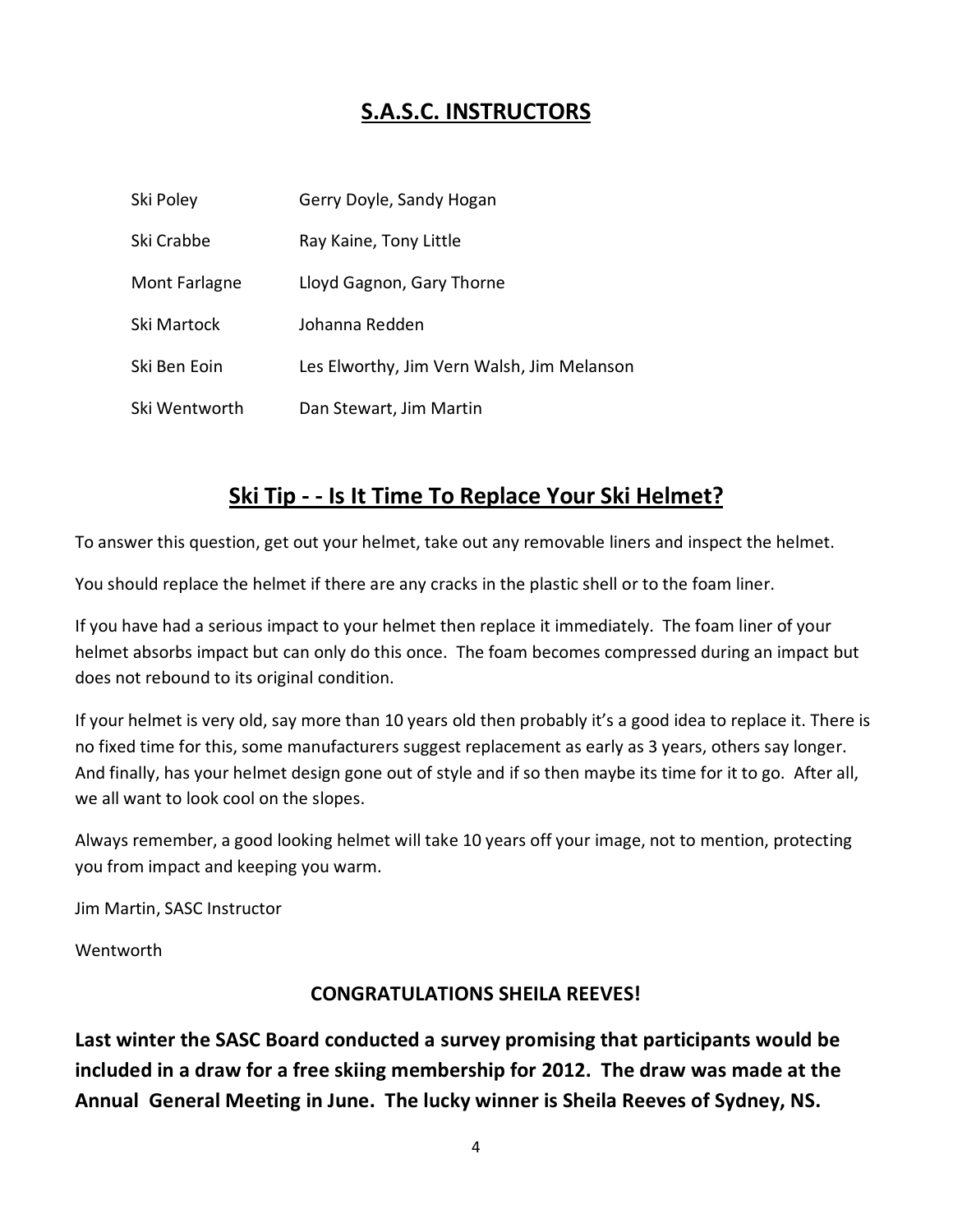## S.A.S.C. INSTRUCTORS

| | |
|---|---|
| Ski Poley | Gerry Doyle, Sandy Hogan |
| Ski Crabbe | Ray Kaine, Tony Little |
| Mont Farlagne | Lloyd Gagnon, Gary Thorne |
| Ski Martock | Johanna Redden |
| Ski Ben Eoin | Les Elworthy, Jim Vern Walsh, Jim Melanson |
| Ski Wentworth | Dan Stewart, Jim Martin |

## Ski Tip - - Is It Time To Replace Your Ski Helmet?

To answer this question, get out your helmet, take out any removable liners and inspect the helmet.

You should replace the helmet if there are any cracks in the plastic shell or to the foam liner.

If you have had a serious impact to your helmet then replace it immediately. The foam liner of your helmet absorbs impact but can only do this once. The foam becomes compressed during an impact but does not rebound to its original condition.

If your helmet is very old, say more than 10 years old then probably it's a good idea to replace it. There is no fixed time for this, some manufacturers suggest replacement as early as 3 years, others say longer. And finally, has your helmet design gone out of style and if so then maybe its time for it to go. After all, we all want to look cool on the slopes.

Always remember, a good looking helmet will take 10 years off your image, not to mention, protecting you from impact and keeping you warm.

Jim Martin, SASC Instructor

Wentworth

**CONGRATULATIONS SHEILA REEVES!**

**Last winter the SASC Board conducted a survey promising that participants would be included in a draw for a free skiing membership for 2012. The draw was made at the Annual General Meeting in June. The lucky winner is Sheila Reeves of Sydney, NS.**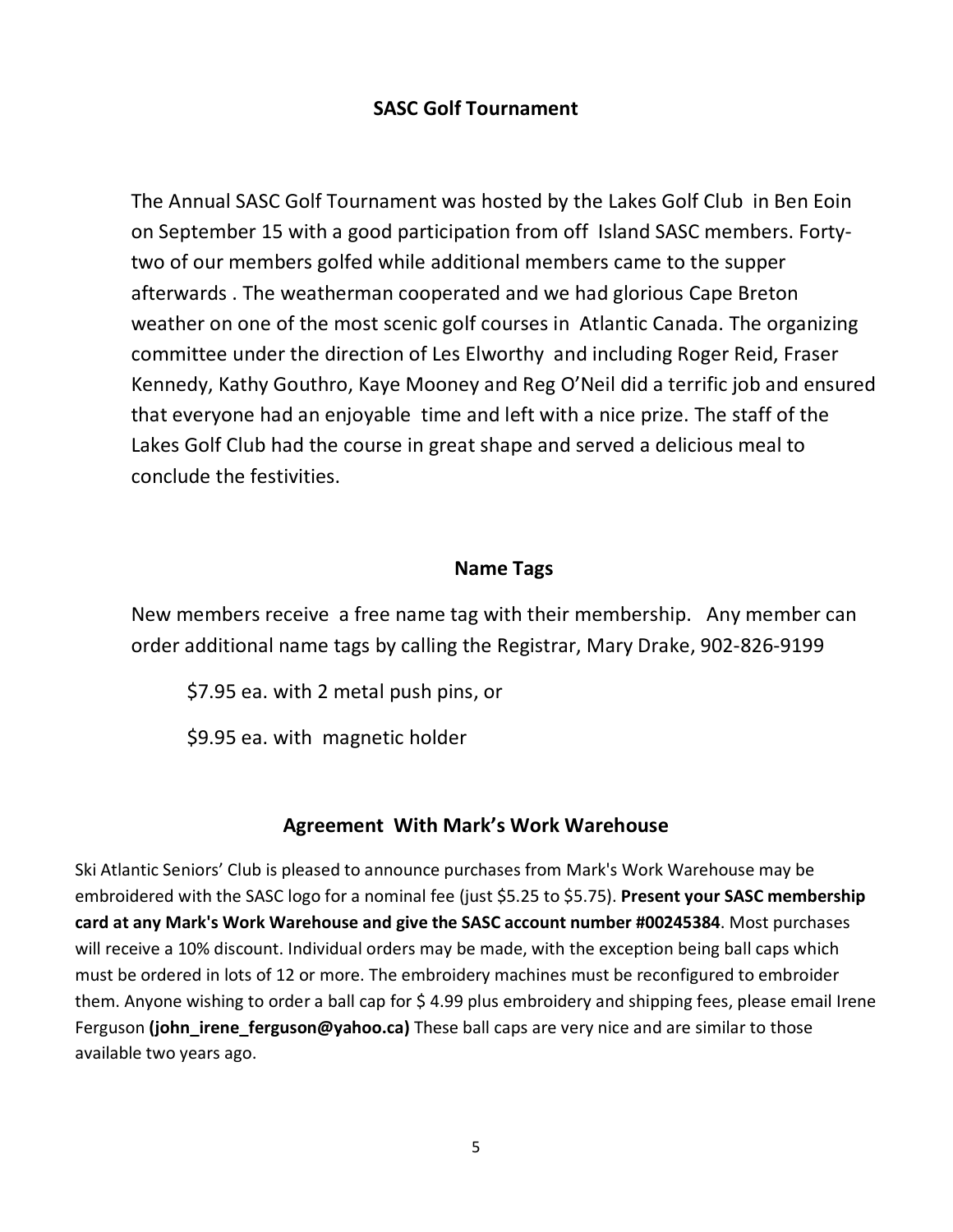## SASC Golf Tournament

The Annual SASC Golf Tournament was hosted by the Lakes Golf Club in Ben Eoin on September 15 with a good participation from off Island SASC members. Forty-two of our members golfed while additional members came to the supper afterwards . The weatherman cooperated and we had glorious Cape Breton weather on one of the most scenic golf courses in Atlantic Canada. The organizing committee under the direction of Les Elworthy and including Roger Reid, Fraser Kennedy, Kathy Gouthro, Kaye Mooney and Reg O'Neil did a terrific job and ensured that everyone had an enjoyable time and left with a nice prize. The staff of the Lakes Golf Club had the course in great shape and served a delicious meal to conclude the festivities.

## Name Tags

New members receive a free name tag with their membership. Any member can order additional name tags by calling the Registrar, Mary Drake, 902-826-9199

$7.95 ea. with 2 metal push pins, or

$9.95 ea. with magnetic holder

## Agreement With Mark's Work Warehouse

Ski Atlantic Seniors' Club is pleased to announce purchases from Mark's Work Warehouse may be embroidered with the SASC logo for a nominal fee (just $5.25 to $5.75). **Present your SASC membership card at any Mark's Work Warehouse and give the SASC account number #00245384**. Most purchases will receive a 10% discount. Individual orders may be made, with the exception being ball caps which must be ordered in lots of 12 or more. The embroidery machines must be reconfigured to embroider them. Anyone wishing to order a ball cap for $ 4.99 plus embroidery and shipping fees, please email Irene Ferguson **(john_irene_ferguson@yahoo.ca)** These ball caps are very nice and are similar to those available two years ago.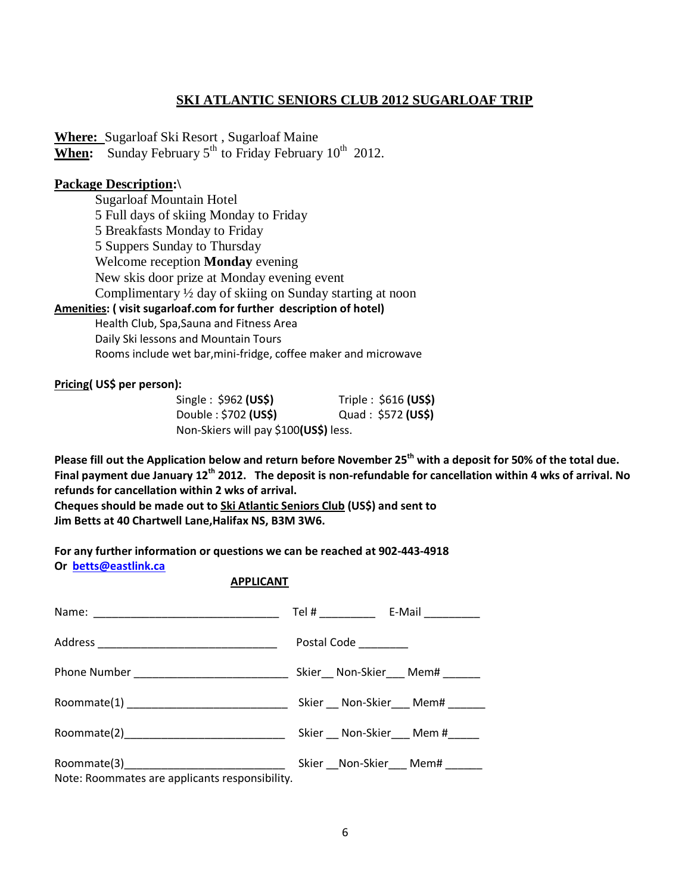## SKI ATLANTIC SENIORS CLUB 2012 SUGARLOAF TRIP

**Where:** Sugarloaf Ski Resort , Sugarloaf Maine
**When:** Sunday February 5th to Friday February 10th 2012.

**Package Description:\**

- Sugarloaf Mountain Hotel
- 5 Full days of skiing Monday to Friday
- 5 Breakfasts Monday to Friday
- 5 Suppers Sunday to Thursday
- Welcome reception **Monday** evening
- New skis door prize at Monday evening event
- Complimentary ½ day of skiing on Sunday starting at noon

**Amenities: ( visit sugarloaf.com for further description of hotel)**

- Health Club, Spa,Sauna and Fitness Area
- Daily Ski lessons and Mountain Tours
- Rooms include wet bar,mini-fridge, coffee maker and microwave

**Pricing( US$ per person):**

| | |
|---|---|
| Single : $962 **(US$)** | Triple : $616 **(US$)** |
| Double : $702 **(US$)** | Quad : $572 **(US$)** |

Non-Skiers will pay $100**(US$)** less.

**Please fill out the Application below and return before November 25th with a deposit for 50% of the total due. Final payment due January 12th 2012. The deposit is non-refundable for cancellation within 4 wks of arrival. No refunds for cancellation within 2 wks of arrival.**
**Cheques should be made out to Ski Atlantic Seniors Club (US$) and sent to Jim Betts at 40 Chartwell Lane,Halifax NS, B3M 3W6.**

**For any further information or questions we can be reached at 902-443-4918 Or betts@eastlink.ca**

**APPLICANT**

Name: ______________________________ Tel # _________ E-Mail _________

Address _____________________________ Postal Code ________

Phone Number _________________________ Skier__ Non-Skier___ Mem# ______

Roommate(1) __________________________ Skier __ Non-Skier___ Mem# ______

Roommate(2)__________________________ Skier __ Non-Skier___ Mem #_____

Roommate(3)__________________________ Skier __Non-Skier___ Mem# ______

Note: Roommates are applicants responsibility.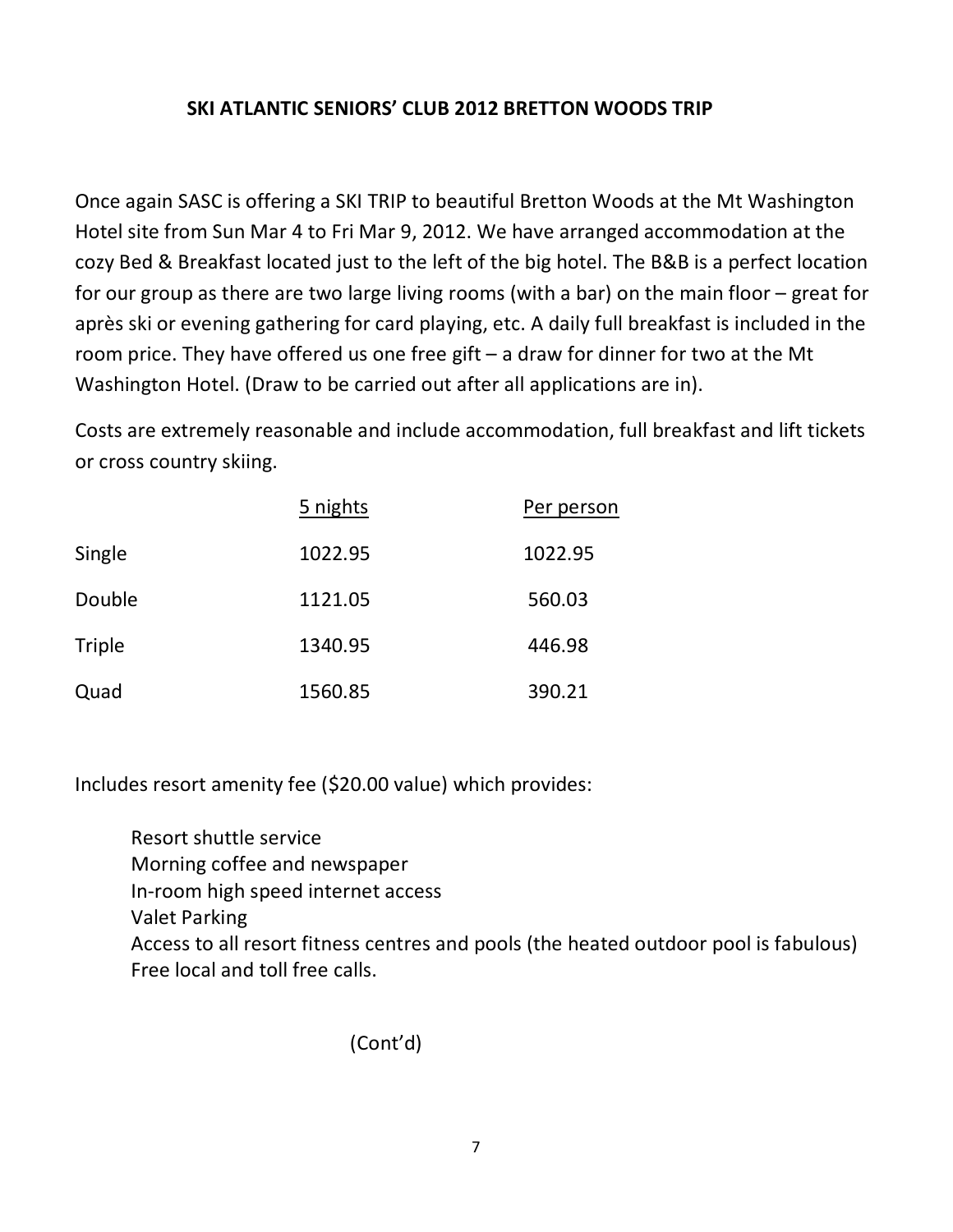## SKI ATLANTIC SENIORS' CLUB 2012 BRETTON WOODS TRIP

Once again SASC is offering a SKI TRIP to beautiful Bretton Woods at the Mt Washington Hotel site from Sun Mar 4 to Fri Mar 9, 2012. We have arranged accommodation at the cozy Bed & Breakfast located just to the left of the big hotel. The B&B is a perfect location for our group as there are two large living rooms (with a bar) on the main floor – great for après ski or evening gathering for card playing, etc. A daily full breakfast is included in the room price. They have offered us one free gift – a draw for dinner for two at the Mt Washington Hotel. (Draw to be carried out after all applications are in).

Costs are extremely reasonable and include accommodation, full breakfast and lift tickets or cross country skiing.

| | 5 nights | Per person |
|---|---|---|
| Single | 1022.95 | 1022.95 |
| Double | 1121.05 | 560.03 |
| Triple | 1340.95 | 446.98 |
| Quad | 1560.85 | 390.21 |

Includes resort amenity fee ($20.00 value) which provides:

- Resort shuttle service
- Morning coffee and newspaper
- In-room high speed internet access
- Valet Parking
- Access to all resort fitness centres and pools (the heated outdoor pool is fabulous)
- Free local and toll free calls.

(Cont'd)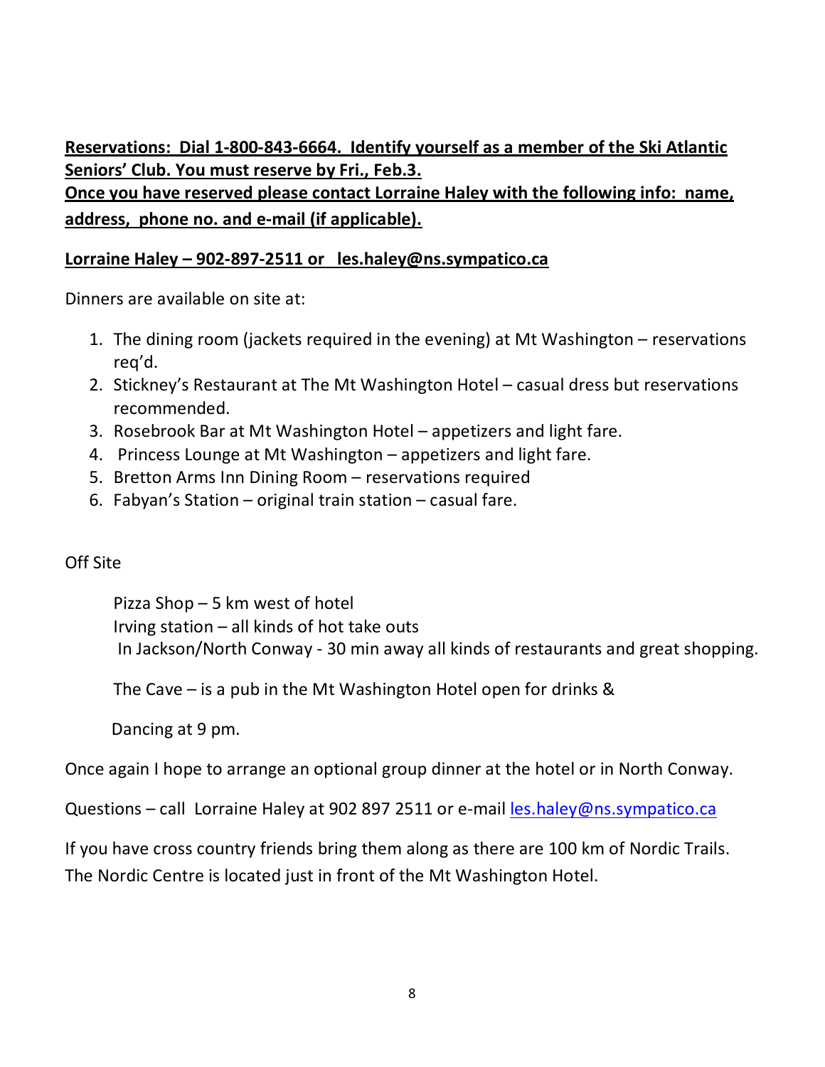**Reservations: Dial 1-800-843-6664. Identify yourself as a member of the Ski Atlantic Seniors' Club. You must reserve by Fri., Feb.3.**
**Once you have reserved please contact Lorraine Haley with the following info: name, address, phone no. and e-mail (if applicable).**

**Lorraine Haley – 902-897-2511 or les.haley@ns.sympatico.ca**

Dinners are available on site at:

1. The dining room (jackets required in the evening) at Mt Washington – reservations req'd.
2. Stickney's Restaurant at The Mt Washington Hotel – casual dress but reservations recommended.
3. Rosebrook Bar at Mt Washington Hotel – appetizers and light fare.
4. Princess Lounge at Mt Washington – appetizers and light fare.
5. Bretton Arms Inn Dining Room – reservations required
6. Fabyan's Station – original train station – casual fare.

Off Site

Pizza Shop – 5 km west of hotel
Irving station – all kinds of hot take outs
In Jackson/North Conway - 30 min away all kinds of restaurants and great shopping.

The Cave – is a pub in the Mt Washington Hotel open for drinks &

Dancing at 9 pm.

Once again I hope to arrange an optional group dinner at the hotel or in North Conway.

Questions – call Lorraine Haley at 902 897 2511 or e-mail les.haley@ns.sympatico.ca

If you have cross country friends bring them along as there are 100 km of Nordic Trails. The Nordic Centre is located just in front of the Mt Washington Hotel.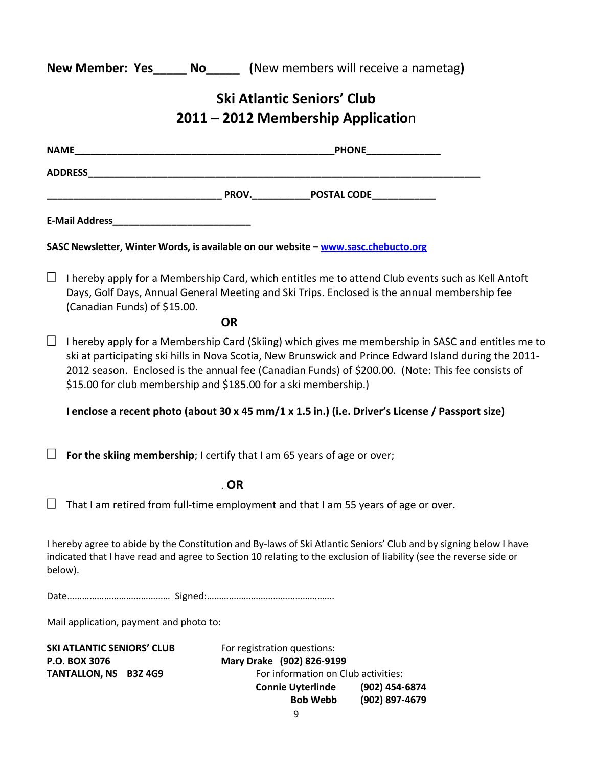**New Member: Yes_____ No_____ (**New members will receive a nametag**)**

## Ski Atlantic Seniors' Club
## 2011 – 2012 Membership Application

**NAME**_______________________________________________**PHONE**_____________

**ADDRESS**_______________________________________________________________________

_______________________________ **PROV.**__________**POSTAL CODE**___________

**E-Mail Address**_________________________

**SASC Newsletter, Winter Words, is available on our website – [www.sasc.chebucto.org](http://www.sasc.chebucto.org)**

☐ I hereby apply for a Membership Card, which entitles me to attend Club events such as Kell Antoft Days, Golf Days, Annual General Meeting and Ski Trips. Enclosed is the annual membership fee (Canadian Funds) of $15.00.

**OR**

☐ I hereby apply for a Membership Card (Skiing) which gives me membership in SASC and entitles me to ski at participating ski hills in Nova Scotia, New Brunswick and Prince Edward Island during the 2011-2012 season. Enclosed is the annual fee (Canadian Funds) of $200.00. (Note: This fee consists of $15.00 for club membership and $185.00 for a ski membership.)

**I enclose a recent photo (about 30 x 45 mm/1 x 1.5 in.) (i.e. Driver's License / Passport size)**

☐ **For the skiing membership**; I certify that I am 65 years of age or over;

. **OR**

☐ That I am retired from full-time employment and that I am 55 years of age or over.

I hereby agree to abide by the Constitution and By-laws of Ski Atlantic Seniors' Club and by signing below I have indicated that I have read and agree to Section 10 relating to the exclusion of liability (see the reverse side or below).

Date…………………………………… Signed:…………………………………………….

Mail application, payment and photo to:

**SKI ATLANTIC SENIORS' CLUB**
**P.O. BOX 3076**
**TANTALLON, NS B3Z 4G9**

For registration questions:
**Mary Drake (902) 826-9199**

For information on Club activities:
**Connie Uyterlinde (902) 454-6874**
**Bob Webb (902) 897-4679**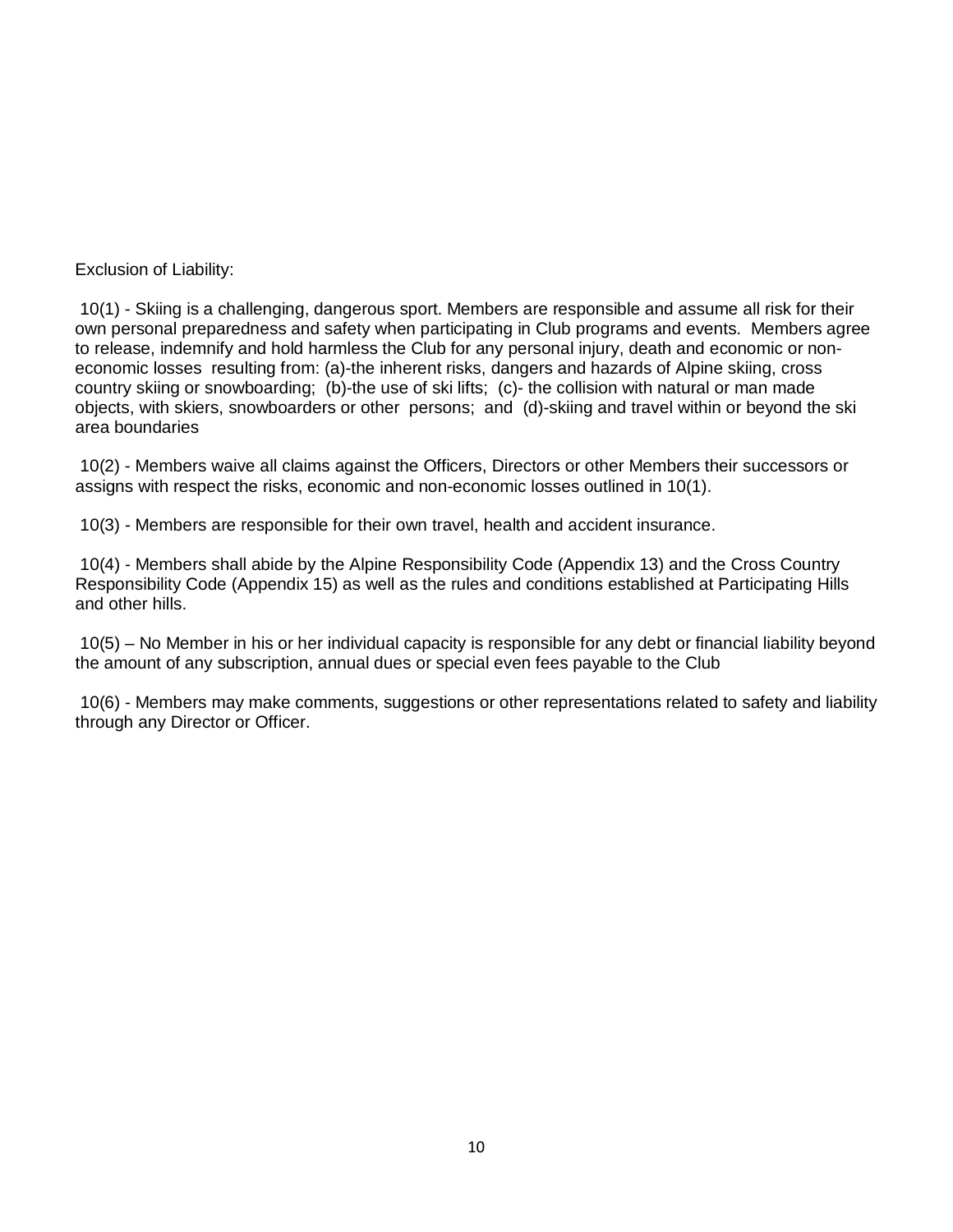Exclusion of Liability:

10(1) - Skiing is a challenging, dangerous sport. Members are responsible and assume all risk for their own personal preparedness and safety when participating in Club programs and events. Members agree to release, indemnify and hold harmless the Club for any personal injury, death and economic or non-economic losses resulting from: (a)-the inherent risks, dangers and hazards of Alpine skiing, cross country skiing or snowboarding; (b)-the use of ski lifts; (c)- the collision with natural or man made objects, with skiers, snowboarders or other persons; and (d)-skiing and travel within or beyond the ski area boundaries

10(2) - Members waive all claims against the Officers, Directors or other Members their successors or assigns with respect the risks, economic and non-economic losses outlined in 10(1).

10(3) - Members are responsible for their own travel, health and accident insurance.

10(4) - Members shall abide by the Alpine Responsibility Code (Appendix 13) and the Cross Country Responsibility Code (Appendix 15) as well as the rules and conditions established at Participating Hills and other hills.

10(5) – No Member in his or her individual capacity is responsible for any debt or financial liability beyond the amount of any subscription, annual dues or special even fees payable to the Club

10(6) - Members may make comments, suggestions or other representations related to safety and liability through any Director or Officer.